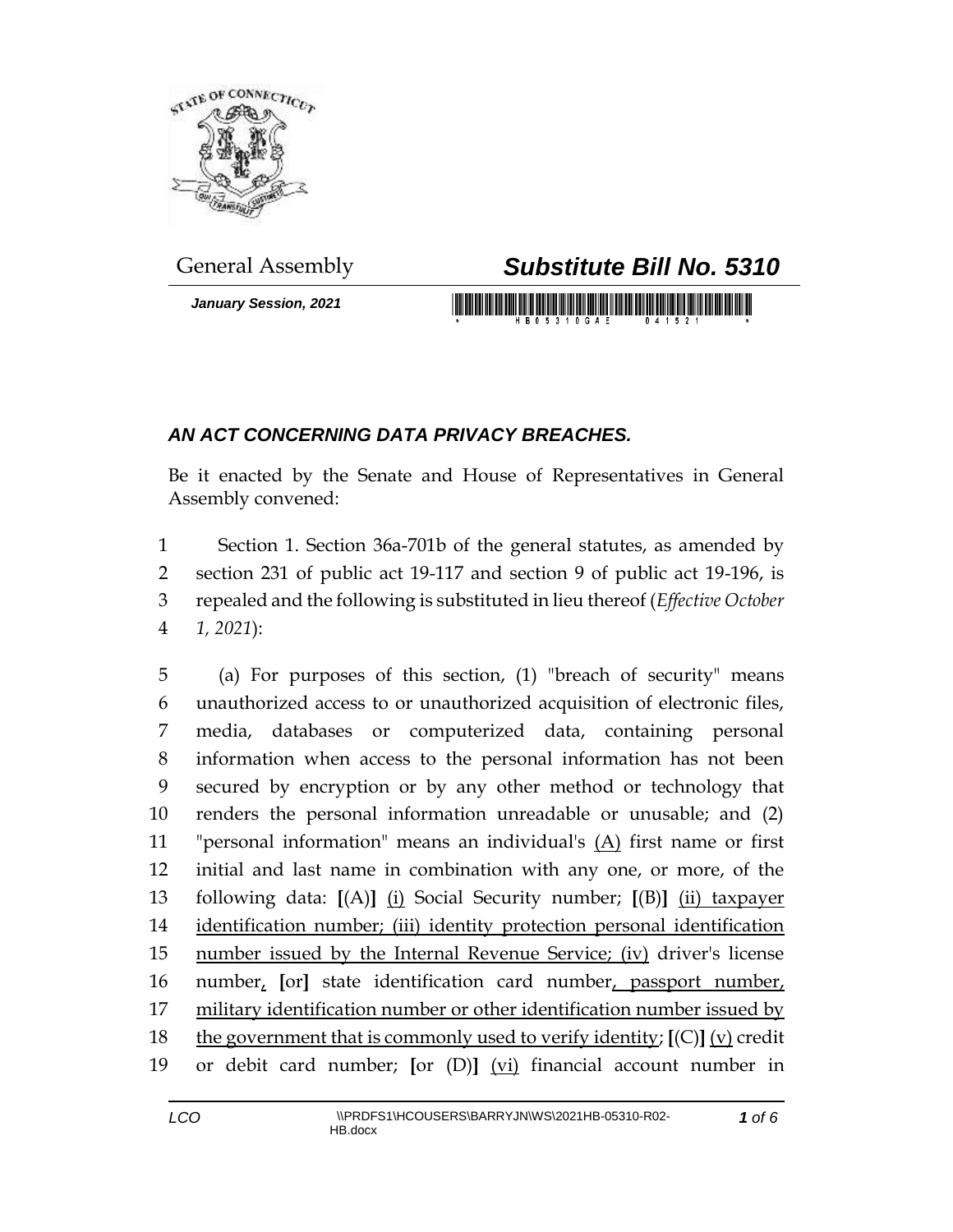General Assembly

***Substitute Bill No. 5310***

***January Session, 2021***

## *AN ACT CONCERNING DATA PRIVACY BREACHES.*

Be it enacted by the Senate and House of Representatives in General Assembly convened:

1 Section 1. Section 36a-701b of the general statutes, as amended by
2 section 231 of public act 19-117 and section 9 of public act 19-196, is
3 repealed and the following is substituted in lieu thereof (*Effective October*
4 *1, 2021*):

5 (a) For purposes of this section, (1) "breach of security" means
6 unauthorized access to or unauthorized acquisition of electronic files,
7 media, databases or computerized data, containing personal
8 information when access to the personal information has not been
9 secured by encryption or by any other method or technology that
10 renders the personal information unreadable or unusable; and (2)
11 "personal information" means an individual's <u>(A)</u> first name or first
12 initial and last name in combination with any one, or more, of the
13 following data: **[**(A)**]** <u>(i)</u> Social Security number; **[**(B)**]** <u>(ii) taxpayer</u>
14 <u>identification number; (iii) identity protection personal identification</u>
15 <u>number issued by the Internal Revenue Service; (iv)</u> driver's license
16 number<u>,</u> **[**or**]** state identification card number<u>, passport number,</u>
17 <u>military identification number or other identification number issued by</u>
18 <u>the government that is commonly used to verify identity</u>; **[**(C)**]** <u>(v)</u> credit
19 or debit card number; **[**or (D)**]** <u>(vi)</u> financial account number in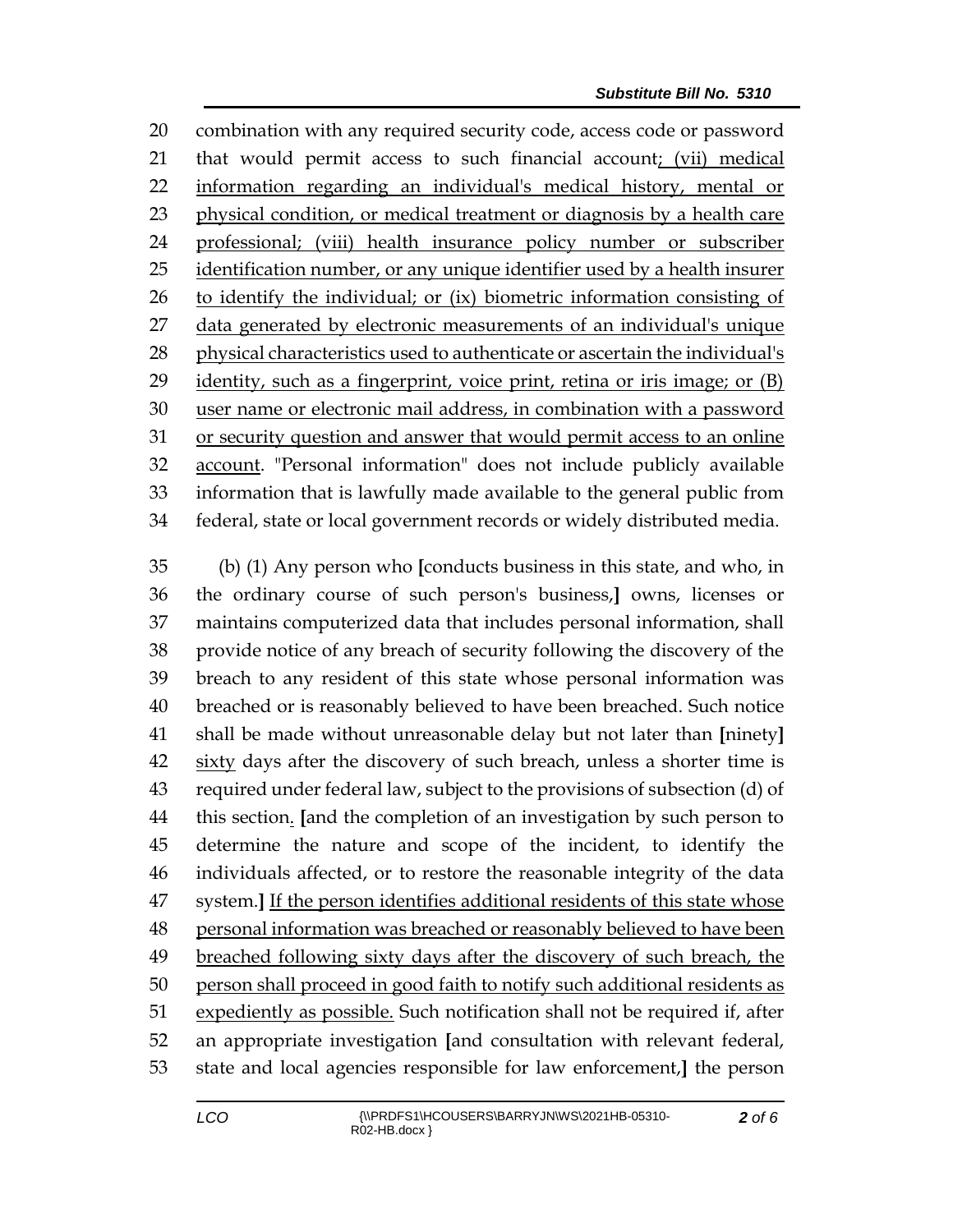combination with any required security code, access code or password that would permit access to such financial account; (vii) medical information regarding an individual's medical history, mental or physical condition, or medical treatment or diagnosis by a health care professional; (viii) health insurance policy number or subscriber identification number, or any unique identifier used by a health insurer to identify the individual; or (ix) biometric information consisting of data generated by electronic measurements of an individual's unique physical characteristics used to authenticate or ascertain the individual's identity, such as a fingerprint, voice print, retina or iris image; or (B) user name or electronic mail address, in combination with a password or security question and answer that would permit access to an online account. "Personal information" does not include publicly available information that is lawfully made available to the general public from federal, state or local government records or widely distributed media.

(b) (1) Any person who [conducts business in this state, and who, in the ordinary course of such person's business,] owns, licenses or maintains computerized data that includes personal information, shall provide notice of any breach of security following the discovery of the breach to any resident of this state whose personal information was breached or is reasonably believed to have been breached. Such notice shall be made without unreasonable delay but not later than [ninety] sixty days after the discovery of such breach, unless a shorter time is required under federal law, subject to the provisions of subsection (d) of this section. [and the completion of an investigation by such person to determine the nature and scope of the incident, to identify the individuals affected, or to restore the reasonable integrity of the data system.] If the person identifies additional residents of this state whose personal information was breached or reasonably believed to have been breached following sixty days after the discovery of such breach, the person shall proceed in good faith to notify such additional residents as expediently as possible. Such notification shall not be required if, after an appropriate investigation [and consultation with relevant federal, state and local agencies responsible for law enforcement,] the person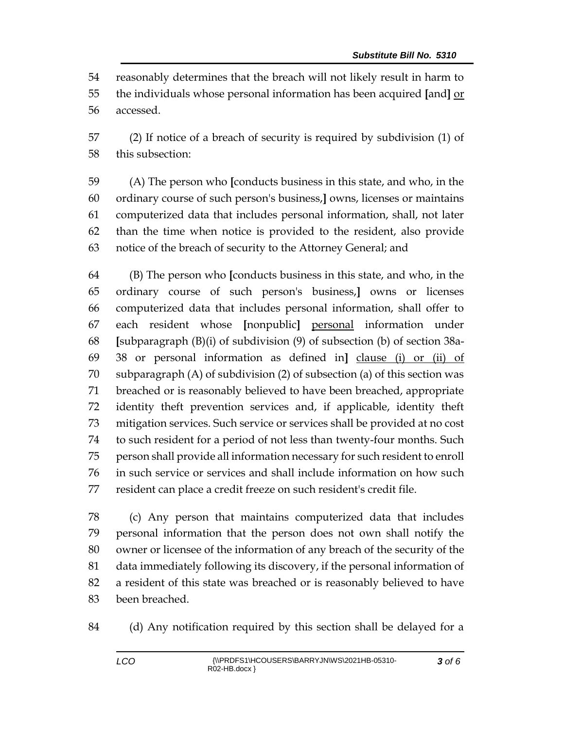54 reasonably determines that the breach will not likely result in harm to
55 the individuals whose personal information has been acquired **[**and**]** <u>or</u>
56 accessed.

57 (2) If notice of a breach of security is required by subdivision (1) of
58 this subsection:

59 (A) The person who **[**conducts business in this state, and who, in the
60 ordinary course of such person's business,**]** owns, licenses or maintains
61 computerized data that includes personal information, shall, not later
62 than the time when notice is provided to the resident, also provide
63 notice of the breach of security to the Attorney General; and

64 (B) The person who **[**conducts business in this state, and who, in the
65 ordinary course of such person's business,**]** owns or licenses
66 computerized data that includes personal information, shall offer to
67 each resident whose **[**nonpublic**]** <u>personal</u> information under
68 **[**subparagraph (B)(i) of subdivision (9) of subsection (b) of section 38a-
69 38 or personal information as defined in**]** <u>clause (i) or (ii) of</u>
70 subparagraph (A) of subdivision (2) of subsection (a) of this section was
71 breached or is reasonably believed to have been breached, appropriate
72 identity theft prevention services and, if applicable, identity theft
73 mitigation services. Such service or services shall be provided at no cost
74 to such resident for a period of not less than twenty-four months. Such
75 person shall provide all information necessary for such resident to enroll
76 in such service or services and shall include information on how such
77 resident can place a credit freeze on such resident's credit file.

78 (c) Any person that maintains computerized data that includes
79 personal information that the person does not own shall notify the
80 owner or licensee of the information of any breach of the security of the
81 data immediately following its discovery, if the personal information of
82 a resident of this state was breached or is reasonably believed to have
83 been breached.

84 (d) Any notification required by this section shall be delayed for a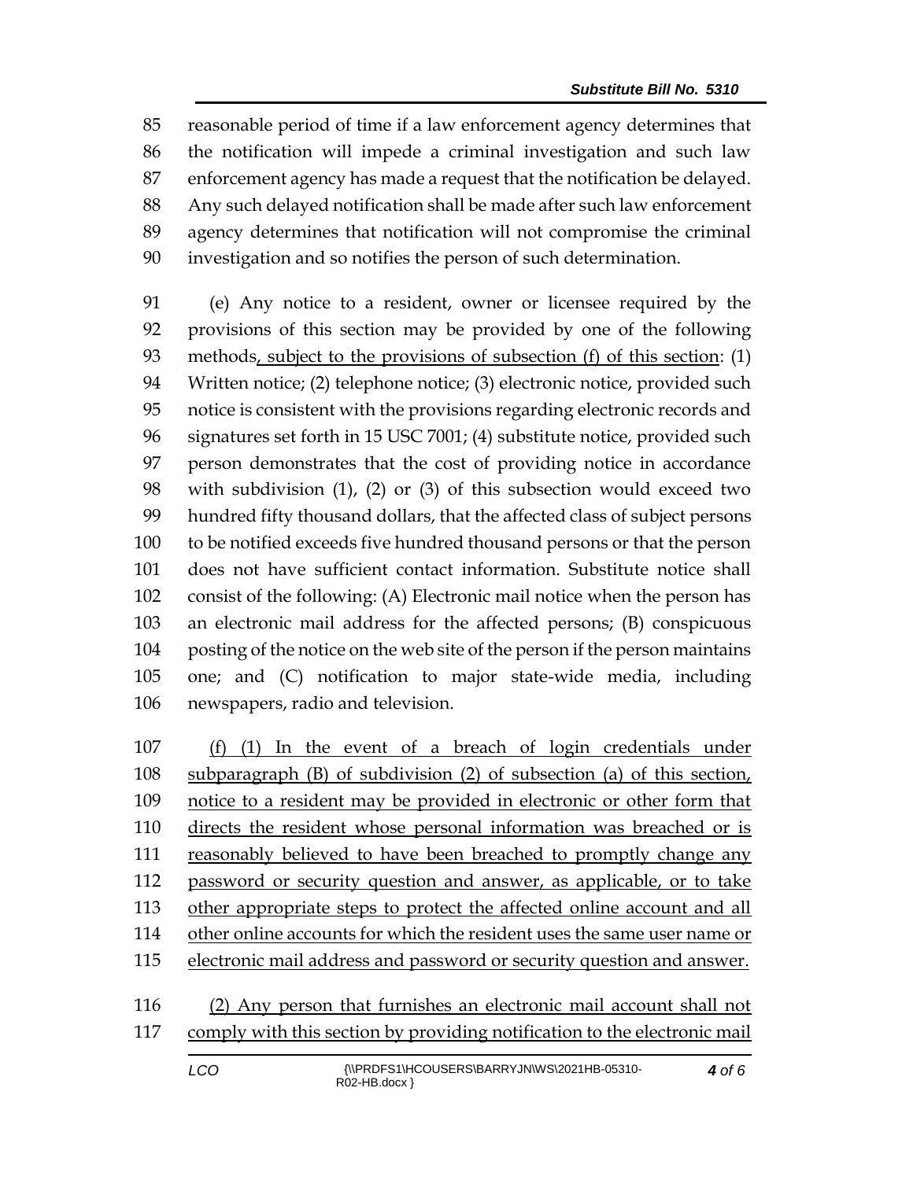reasonable period of time if a law enforcement agency determines that the notification will impede a criminal investigation and such law enforcement agency has made a request that the notification be delayed. Any such delayed notification shall be made after such law enforcement agency determines that notification will not compromise the criminal investigation and so notifies the person of such determination.

(e) Any notice to a resident, owner or licensee required by the provisions of this section may be provided by one of the following methods<u>, subject to the provisions of subsection (f) of this section</u>: (1) Written notice; (2) telephone notice; (3) electronic notice, provided such notice is consistent with the provisions regarding electronic records and signatures set forth in 15 USC 7001; (4) substitute notice, provided such person demonstrates that the cost of providing notice in accordance with subdivision (1), (2) or (3) of this subsection would exceed two hundred fifty thousand dollars, that the affected class of subject persons to be notified exceeds five hundred thousand persons or that the person does not have sufficient contact information. Substitute notice shall consist of the following: (A) Electronic mail notice when the person has an electronic mail address for the affected persons; (B) conspicuous posting of the notice on the web site of the person if the person maintains one; and (C) notification to major state-wide media, including newspapers, radio and television.

<u>(f) (1) In the event of a breach of login credentials under subparagraph (B) of subdivision (2) of subsection (a) of this section, notice to a resident may be provided in electronic or other form that directs the resident whose personal information was breached or is reasonably believed to have been breached to promptly change any password or security question and answer, as applicable, or to take other appropriate steps to protect the affected online account and all other online accounts for which the resident uses the same user name or electronic mail address and password or security question and answer.</u>

<u>(2) Any person that furnishes an electronic mail account shall not comply with this section by providing notification to the electronic mail</u>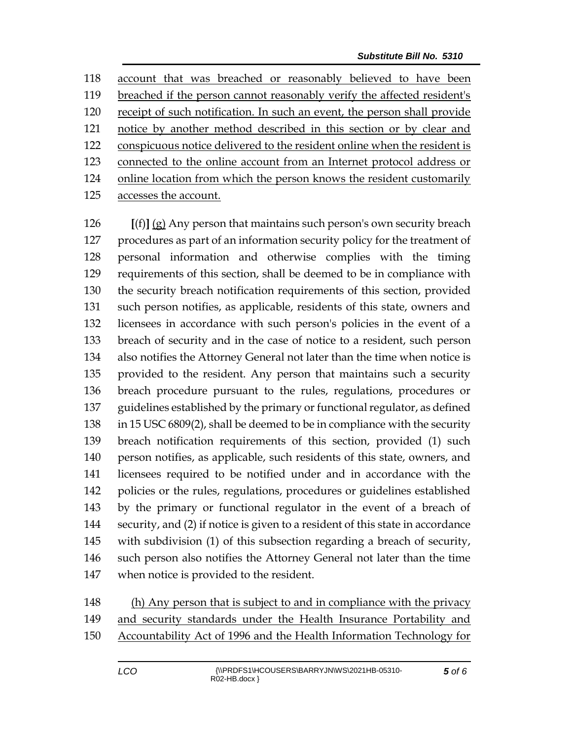account that was breached or reasonably believed to have been breached if the person cannot reasonably verify the affected resident's receipt of such notification. In such an event, the person shall provide notice by another method described in this section or by clear and conspicuous notice delivered to the resident online when the resident is connected to the online account from an Internet protocol address or online location from which the person knows the resident customarily accesses the account.

**[**(f)**]** (g) Any person that maintains such person's own security breach procedures as part of an information security policy for the treatment of personal information and otherwise complies with the timing requirements of this section, shall be deemed to be in compliance with the security breach notification requirements of this section, provided such person notifies, as applicable, residents of this state, owners and licensees in accordance with such person's policies in the event of a breach of security and in the case of notice to a resident, such person also notifies the Attorney General not later than the time when notice is provided to the resident. Any person that maintains such a security breach procedure pursuant to the rules, regulations, procedures or guidelines established by the primary or functional regulator, as defined in 15 USC 6809(2), shall be deemed to be in compliance with the security breach notification requirements of this section, provided (1) such person notifies, as applicable, such residents of this state, owners, and licensees required to be notified under and in accordance with the policies or the rules, regulations, procedures or guidelines established by the primary or functional regulator in the event of a breach of security, and (2) if notice is given to a resident of this state in accordance with subdivision (1) of this subsection regarding a breach of security, such person also notifies the Attorney General not later than the time when notice is provided to the resident.

(h) Any person that is subject to and in compliance with the privacy and security standards under the Health Insurance Portability and Accountability Act of 1996 and the Health Information Technology for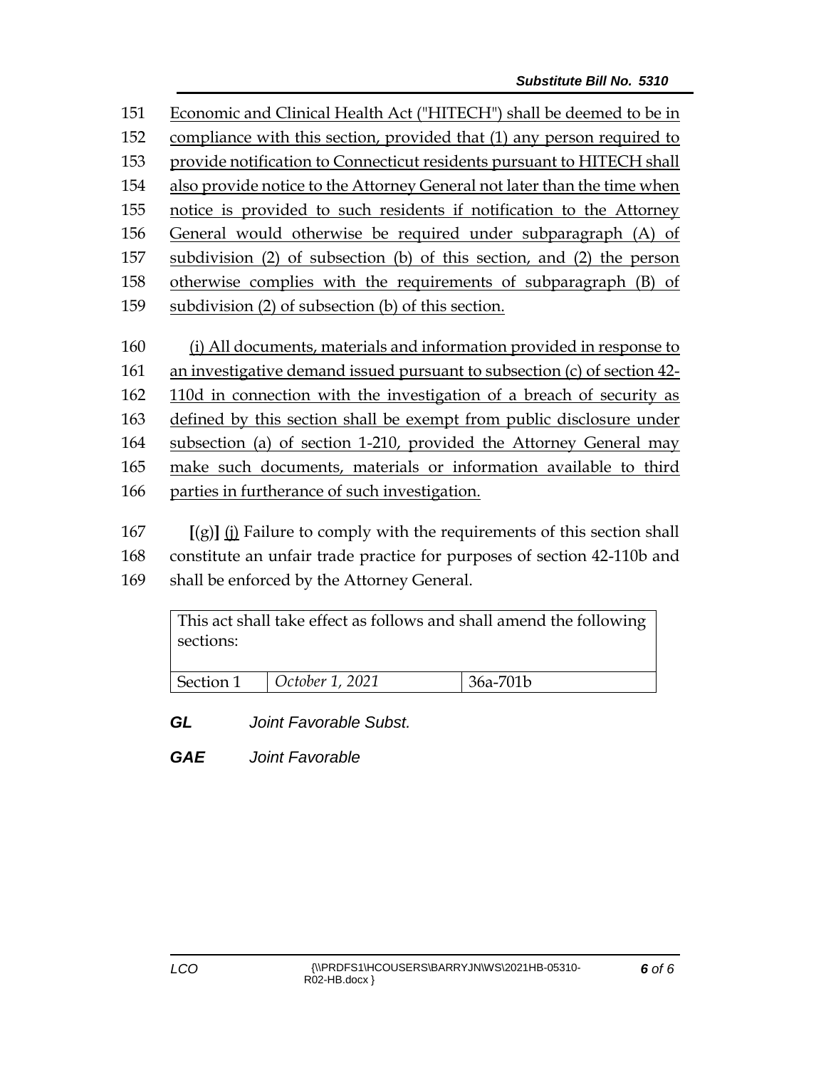151 Economic and Clinical Health Act ("HITECH") shall be deemed to be in
152 compliance with this section, provided that (1) any person required to
153 provide notification to Connecticut residents pursuant to HITECH shall
154 also provide notice to the Attorney General not later than the time when
155 notice is provided to such residents if notification to the Attorney
156 General would otherwise be required under subparagraph (A) of
157 subdivision (2) of subsection (b) of this section, and (2) the person
158 otherwise complies with the requirements of subparagraph (B) of
159 subdivision (2) of subsection (b) of this section.

160 (i) All documents, materials and information provided in response to
161 an investigative demand issued pursuant to subsection (c) of section 42-
162 110d in connection with the investigation of a breach of security as
163 defined by this section shall be exempt from public disclosure under
164 subsection (a) of section 1-210, provided the Attorney General may
165 make such documents, materials or information available to third
166 parties in furtherance of such investigation.

167 **[**(g)**]** (j) Failure to comply with the requirements of this section shall
168 constitute an unfair trade practice for purposes of section 42-110b and
169 shall be enforced by the Attorney General.

| This act shall take effect as follows and shall amend the following sections: | | |
|---|---|---|
| Section 1 | *October 1, 2021* | 36a-701b |

***GL*** *Joint Favorable Subst.*

***GAE*** *Joint Favorable*